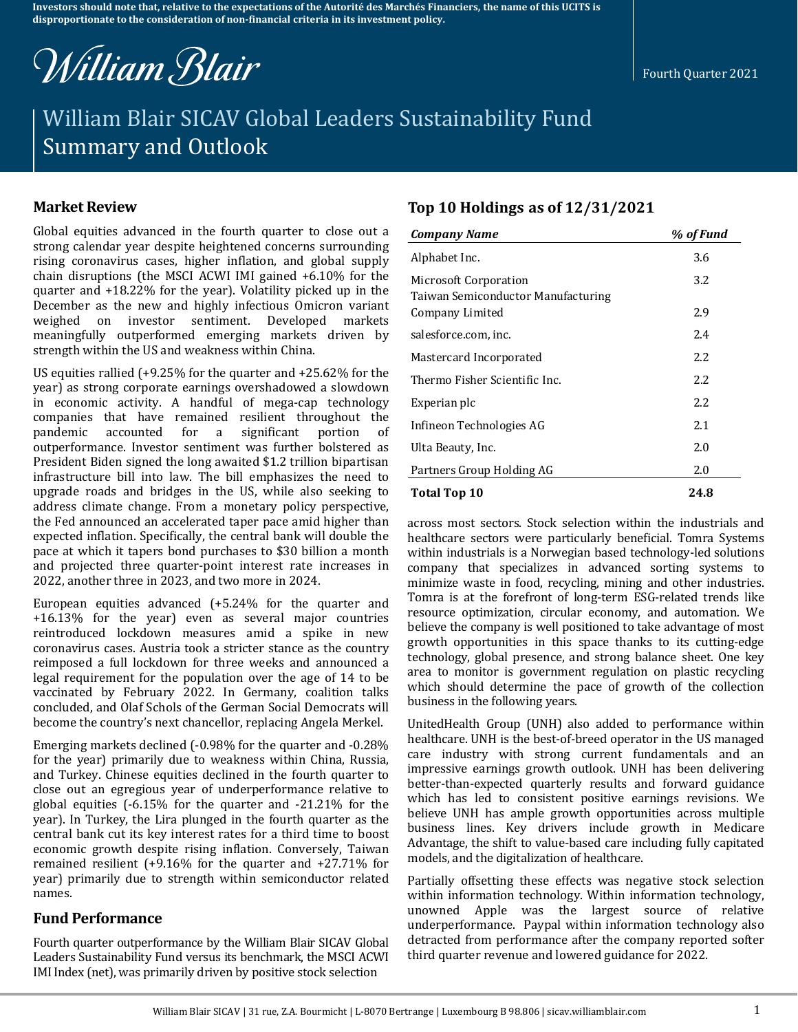Investors should note that, relative to the expectations of the Autorité des Marchés Financiers, the name of this UCITS is disproportionate to the consideration of non-financial criteria in its investment policy.

William Blair

Fourth Quarter 2021

# William Blair SICAV Global Leaders Sustainability Fund Summary and Outlook

## Market Review

Global equities advanced in the fourth quarter to close out a strong calendar year despite heightened concerns surrounding rising coronavirus cases, higher inflation, and global supply chain disruptions (the MSCI ACWI IMI gained +6.10% for the quarter and +18.22% for the year). Volatility picked up in the December as the new and highly infectious Omicron variant weighed on investor sentiment. Developed markets meaningfully outperformed emerging markets driven by strength within the US and weakness within China.

US equities rallied (+9.25% for the quarter and +25.62% for the year) as strong corporate earnings overshadowed a slowdown in economic activity. A handful of mega-cap technology companies that have remained resilient throughout the pandemic accounted for a significant portion of outperformance. Investor sentiment was further bolstered as President Biden signed the long awaited $1.2 trillion bipartisan infrastructure bill into law. The bill emphasizes the need to upgrade roads and bridges in the US, while also seeking to address climate change. From a monetary policy perspective, the Fed announced an accelerated taper pace amid higher than expected inflation. Specifically, the central bank will double the pace at which it tapers bond purchases to $30 billion a month and projected three quarter-point interest rate increases in 2022, another three in 2023, and two more in 2024.

European equities advanced (+5.24% for the quarter and +16.13% for the year) even as several major countries reintroduced lockdown measures amid a spike in new coronavirus cases. Austria took a stricter stance as the country reimposed a full lockdown for three weeks and announced a legal requirement for the population over the age of 14 to be vaccinated by February 2022. In Germany, coalition talks concluded, and Olaf Schols of the German Social Democrats will become the country's next chancellor, replacing Angela Merkel.

Emerging markets declined (-0.98% for the quarter and -0.28% for the year) primarily due to weakness within China, Russia, and Turkey. Chinese equities declined in the fourth quarter to close out an egregious year of underperformance relative to global equities (-6.15% for the quarter and -21.21% for the year). In Turkey, the Lira plunged in the fourth quarter as the central bank cut its key interest rates for a third time to boost economic growth despite rising inflation. Conversely, Taiwan remained resilient (+9.16% for the quarter and +27.71% for year) primarily due to strength within semiconductor related names.

## Fund Performance

Fourth quarter outperformance by the William Blair SICAV Global Leaders Sustainability Fund versus its benchmark, the MSCI ACWI IMI Index (net), was primarily driven by positive stock selection across most sectors. Stock selection within the industrials and healthcare sectors were particularly beneficial. Tomra Systems within industrials is a Norwegian based technology-led solutions company that specializes in advanced sorting systems to minimize waste in food, recycling, mining and other industries. Tomra is at the forefront of long-term ESG-related trends like resource optimization, circular economy, and automation. We believe the company is well positioned to take advantage of most growth opportunities in this space thanks to its cutting-edge technology, global presence, and strong balance sheet. One key area to monitor is government regulation on plastic recycling which should determine the pace of growth of the collection business in the following years.

UnitedHealth Group (UNH) also added to performance within healthcare. UNH is the best-of-breed operator in the US managed care industry with strong current fundamentals and an impressive earnings growth outlook. UNH has been delivering better-than-expected quarterly results and forward guidance which has led to consistent positive earnings revisions. We believe UNH has ample growth opportunities across multiple business lines. Key drivers include growth in Medicare Advantage, the shift to value-based care including fully capitated models, and the digitalization of healthcare.

Partially offsetting these effects was negative stock selection within information technology. Within information technology, unowned Apple was the largest source of relative underperformance. Paypal within information technology also detracted from performance after the company reported softer third quarter revenue and lowered guidance for 2022.

## Top 10 Holdings as of 12/31/2021

| *Company Name* | *% of Fund* |
|---|---|
| Alphabet Inc. | 3.6 |
| Microsoft Corporation | 3.2 |
| Taiwan Semiconductor Manufacturing Company Limited | 2.9 |
| salesforce.com, inc. | 2.4 |
| Mastercard Incorporated | 2.2 |
| Thermo Fisher Scientific Inc. | 2.2 |
| Experian plc | 2.2 |
| Infineon Technologies AG | 2.1 |
| Ulta Beauty, Inc. | 2.0 |
| Partners Group Holding AG | 2.0 |
| **Total Top 10** | **24.8** |

William Blair SICAV | 31 rue, Z.A. Bourmicht | L-8070 Bertrange | Luxembourg B 98.806 | sicav.williamblair.com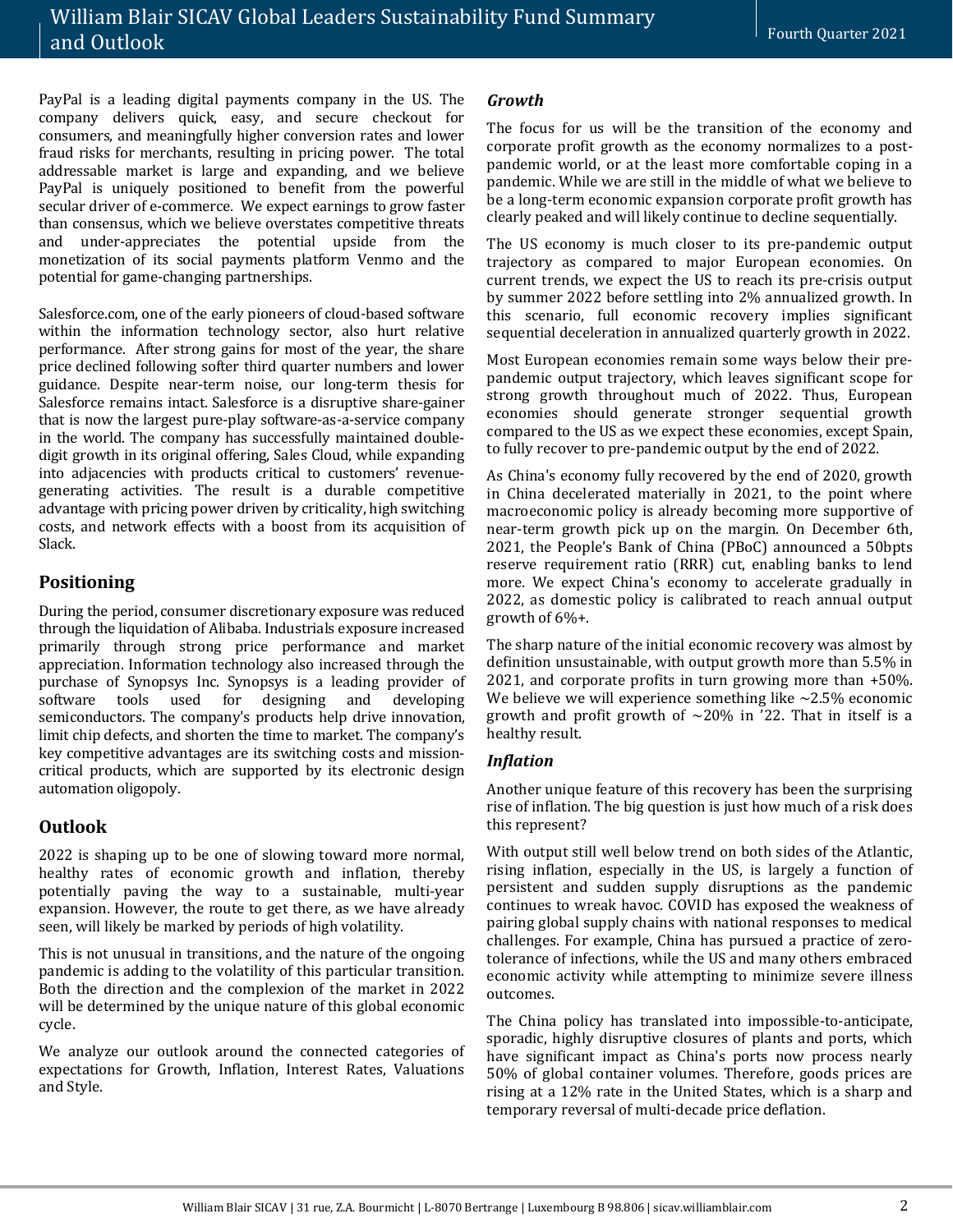PayPal is a leading digital payments company in the US. The company delivers quick, easy, and secure checkout for consumers, and meaningfully higher conversion rates and lower fraud risks for merchants, resulting in pricing power. The total addressable market is large and expanding, and we believe PayPal is uniquely positioned to benefit from the powerful secular driver of e-commerce. We expect earnings to grow faster than consensus, which we believe overstates competitive threats and under-appreciates the potential upside from the monetization of its social payments platform Venmo and the potential for game-changing partnerships.

Salesforce.com, one of the early pioneers of cloud-based software within the information technology sector, also hurt relative performance. After strong gains for most of the year, the share price declined following softer third quarter numbers and lower guidance. Despite near-term noise, our long-term thesis for Salesforce remains intact. Salesforce is a disruptive share-gainer that is now the largest pure-play software-as-a-service company in the world. The company has successfully maintained double-digit growth in its original offering, Sales Cloud, while expanding into adjacencies with products critical to customers' revenue-generating activities. The result is a durable competitive advantage with pricing power driven by criticality, high switching costs, and network effects with a boost from its acquisition of Slack.

## Positioning

During the period, consumer discretionary exposure was reduced through the liquidation of Alibaba. Industrials exposure increased primarily through strong price performance and market appreciation. Information technology also increased through the purchase of Synopsys Inc. Synopsys is a leading provider of software tools used for designing and developing semiconductors. The company's products help drive innovation, limit chip defects, and shorten the time to market. The company's key competitive advantages are its switching costs and mission-critical products, which are supported by its electronic design automation oligopoly.

## Outlook

2022 is shaping up to be one of slowing toward more normal, healthy rates of economic growth and inflation, thereby potentially paving the way to a sustainable, multi-year expansion. However, the route to get there, as we have already seen, will likely be marked by periods of high volatility.

This is not unusual in transitions, and the nature of the ongoing pandemic is adding to the volatility of this particular transition. Both the direction and the complexion of the market in 2022 will be determined by the unique nature of this global economic cycle.

We analyze our outlook around the connected categories of expectations for Growth, Inflation, Interest Rates, Valuations and Style.

### *Growth*

The focus for us will be the transition of the economy and corporate profit growth as the economy normalizes to a post-pandemic world, or at the least more comfortable coping in a pandemic. While we are still in the middle of what we believe to be a long-term economic expansion corporate profit growth has clearly peaked and will likely continue to decline sequentially.

The US economy is much closer to its pre-pandemic output trajectory as compared to major European economies. On current trends, we expect the US to reach its pre-crisis output by summer 2022 before settling into 2% annualized growth. In this scenario, full economic recovery implies significant sequential deceleration in annualized quarterly growth in 2022.

Most European economies remain some ways below their pre-pandemic output trajectory, which leaves significant scope for strong growth throughout much of 2022. Thus, European economies should generate stronger sequential growth compared to the US as we expect these economies, except Spain, to fully recover to pre-pandemic output by the end of 2022.

As China's economy fully recovered by the end of 2020, growth in China decelerated materially in 2021, to the point where macroeconomic policy is already becoming more supportive of near-term growth pick up on the margin. On December 6th, 2021, the People's Bank of China (PBoC) announced a 50bpts reserve requirement ratio (RRR) cut, enabling banks to lend more. We expect China's economy to accelerate gradually in 2022, as domestic policy is calibrated to reach annual output growth of 6%+.

The sharp nature of the initial economic recovery was almost by definition unsustainable, with output growth more than 5.5% in 2021, and corporate profits in turn growing more than +50%. We believe we will experience something like ~2.5% economic growth and profit growth of ~20% in '22. That in itself is a healthy result.

### *Inflation*

Another unique feature of this recovery has been the surprising rise of inflation. The big question is just how much of a risk does this represent?

With output still well below trend on both sides of the Atlantic, rising inflation, especially in the US, is largely a function of persistent and sudden supply disruptions as the pandemic continues to wreak havoc. COVID has exposed the weakness of pairing global supply chains with national responses to medical challenges. For example, China has pursued a practice of zero-tolerance of infections, while the US and many others embraced economic activity while attempting to minimize severe illness outcomes.

The China policy has translated into impossible-to-anticipate, sporadic, highly disruptive closures of plants and ports, which have significant impact as China's ports now process nearly 50% of global container volumes. Therefore, goods prices are rising at a 12% rate in the United States, which is a sharp and temporary reversal of multi-decade price deflation.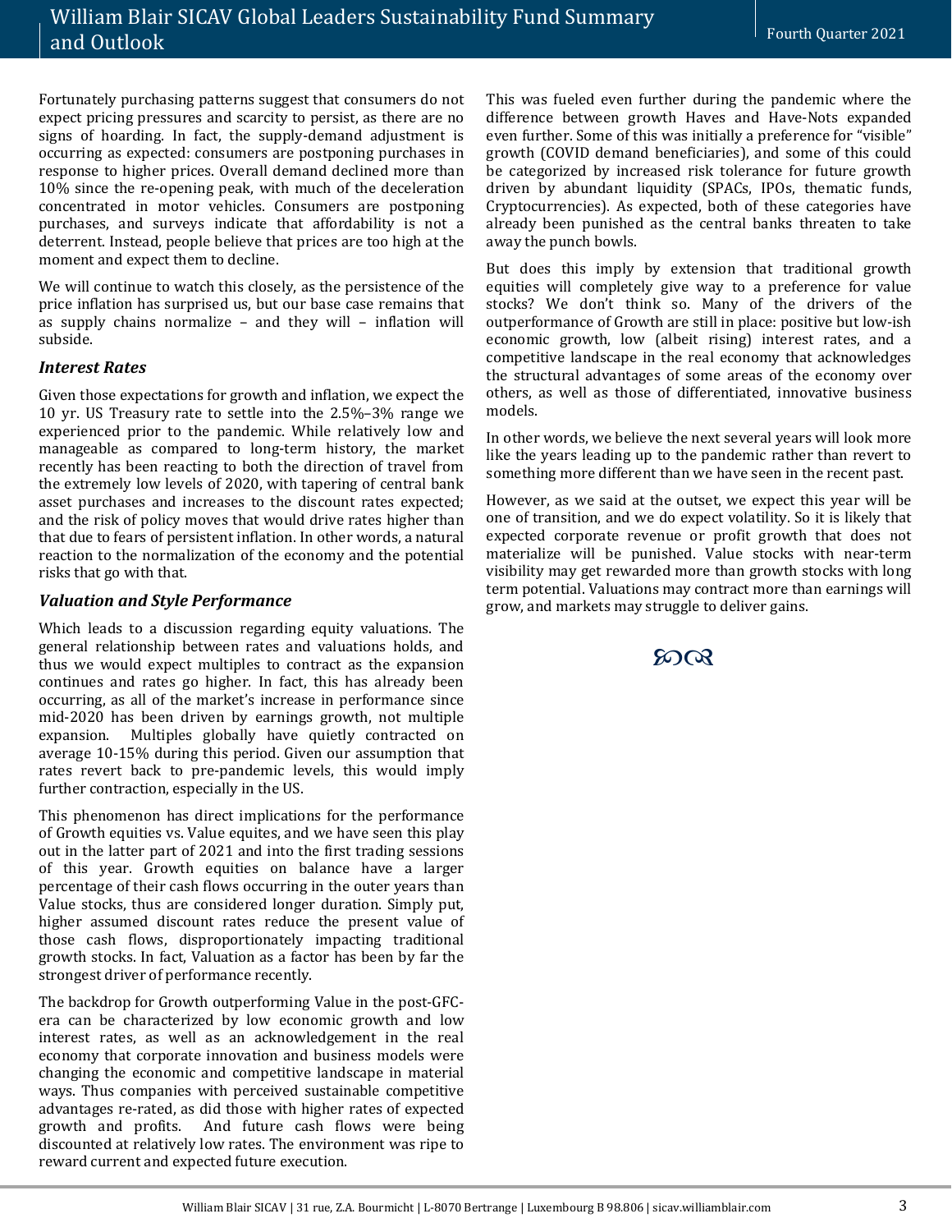Fortunately purchasing patterns suggest that consumers do not expect pricing pressures and scarcity to persist, as there are no signs of hoarding. In fact, the supply-demand adjustment is occurring as expected: consumers are postponing purchases in response to higher prices. Overall demand declined more than 10% since the re-opening peak, with much of the deceleration concentrated in motor vehicles. Consumers are postponing purchases, and surveys indicate that affordability is not a deterrent. Instead, people believe that prices are too high at the moment and expect them to decline.

We will continue to watch this closely, as the persistence of the price inflation has surprised us, but our base case remains that as supply chains normalize – and they will – inflation will subside.

### *Interest Rates*

Given those expectations for growth and inflation, we expect the 10 yr. US Treasury rate to settle into the 2.5%–3% range we experienced prior to the pandemic. While relatively low and manageable as compared to long-term history, the market recently has been reacting to both the direction of travel from the extremely low levels of 2020, with tapering of central bank asset purchases and increases to the discount rates expected; and the risk of policy moves that would drive rates higher than that due to fears of persistent inflation. In other words, a natural reaction to the normalization of the economy and the potential risks that go with that.

### *Valuation and Style Performance*

Which leads to a discussion regarding equity valuations. The general relationship between rates and valuations holds, and thus we would expect multiples to contract as the expansion continues and rates go higher. In fact, this has already been occurring, as all of the market's increase in performance since mid-2020 has been driven by earnings growth, not multiple expansion. Multiples globally have quietly contracted on average 10-15% during this period. Given our assumption that rates revert back to pre-pandemic levels, this would imply further contraction, especially in the US.

This phenomenon has direct implications for the performance of Growth equities vs. Value equites, and we have seen this play out in the latter part of 2021 and into the first trading sessions of this year. Growth equities on balance have a larger percentage of their cash flows occurring in the outer years than Value stocks, thus are considered longer duration. Simply put, higher assumed discount rates reduce the present value of those cash flows, disproportionately impacting traditional growth stocks. In fact, Valuation as a factor has been by far the strongest driver of performance recently.

The backdrop for Growth outperforming Value in the post-GFC-era can be characterized by low economic growth and low interest rates, as well as an acknowledgement in the real economy that corporate innovation and business models were changing the economic and competitive landscape in material ways. Thus companies with perceived sustainable competitive advantages re-rated, as did those with higher rates of expected growth and profits. And future cash flows were being discounted at relatively low rates. The environment was ripe to reward current and expected future execution.

This was fueled even further during the pandemic where the difference between growth Haves and Have-Nots expanded even further. Some of this was initially a preference for "visible" growth (COVID demand beneficiaries), and some of this could be categorized by increased risk tolerance for future growth driven by abundant liquidity (SPACs, IPOs, thematic funds, Cryptocurrencies). As expected, both of these categories have already been punished as the central banks threaten to take away the punch bowls.

But does this imply by extension that traditional growth equities will completely give way to a preference for value stocks? We don't think so. Many of the drivers of the outperformance of Growth are still in place: positive but low-ish economic growth, low (albeit rising) interest rates, and a competitive landscape in the real economy that acknowledges the structural advantages of some areas of the economy over others, as well as those of differentiated, innovative business models.

In other words, we believe the next several years will look more like the years leading up to the pandemic rather than revert to something more different than we have seen in the recent past.

However, as we said at the outset, we expect this year will be one of transition, and we do expect volatility. So it is likely that expected corporate revenue or profit growth that does not materialize will be punished. Value stocks with near-term visibility may get rewarded more than growth stocks with long term potential. Valuations may contract more than earnings will grow, and markets may struggle to deliver gains.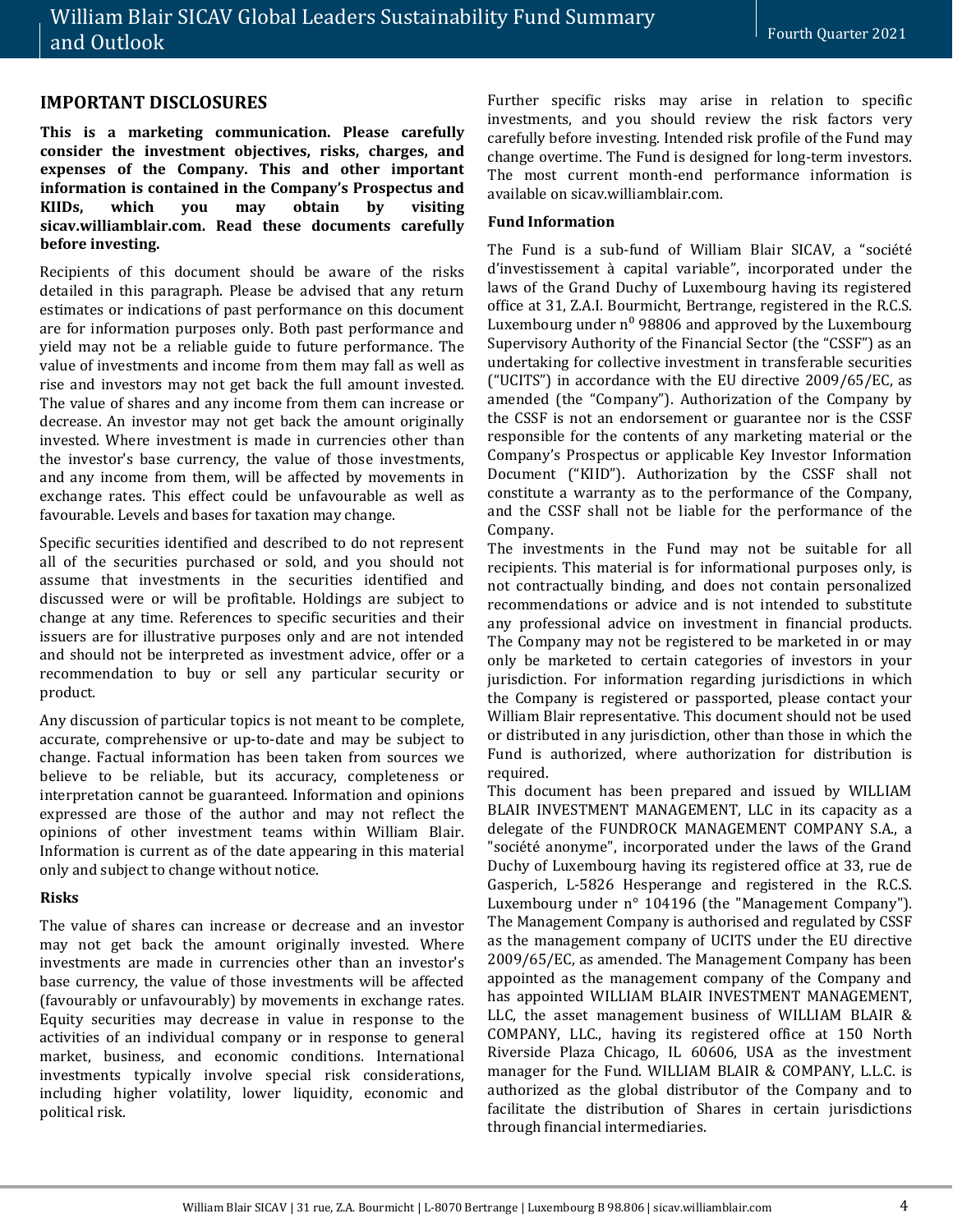## IMPORTANT DISCLOSURES

**This is a marketing communication. Please carefully consider the investment objectives, risks, charges, and expenses of the Company. This and other important information is contained in the Company's Prospectus and KIIDs, which you may obtain by visiting sicav.williamblair.com. Read these documents carefully before investing.**

Recipients of this document should be aware of the risks detailed in this paragraph. Please be advised that any return estimates or indications of past performance on this document are for information purposes only. Both past performance and yield may not be a reliable guide to future performance. The value of investments and income from them may fall as well as rise and investors may not get back the full amount invested. The value of shares and any income from them can increase or decrease. An investor may not get back the amount originally invested. Where investment is made in currencies other than the investor's base currency, the value of those investments, and any income from them, will be affected by movements in exchange rates. This effect could be unfavourable as well as favourable. Levels and bases for taxation may change.

Specific securities identified and described to do not represent all of the securities purchased or sold, and you should not assume that investments in the securities identified and discussed were or will be profitable. Holdings are subject to change at any time. References to specific securities and their issuers are for illustrative purposes only and are not intended and should not be interpreted as investment advice, offer or a recommendation to buy or sell any particular security or product.

Any discussion of particular topics is not meant to be complete, accurate, comprehensive or up-to-date and may be subject to change. Factual information has been taken from sources we believe to be reliable, but its accuracy, completeness or interpretation cannot be guaranteed. Information and opinions expressed are those of the author and may not reflect the opinions of other investment teams within William Blair. Information is current as of the date appearing in this material only and subject to change without notice.

### Risks

The value of shares can increase or decrease and an investor may not get back the amount originally invested. Where investments are made in currencies other than an investor's base currency, the value of those investments will be affected (favourably or unfavourably) by movements in exchange rates. Equity securities may decrease in value in response to the activities of an individual company or in response to general market, business, and economic conditions. International investments typically involve special risk considerations, including higher volatility, lower liquidity, economic and political risk.

Further specific risks may arise in relation to specific investments, and you should review the risk factors very carefully before investing. Intended risk profile of the Fund may change overtime. The Fund is designed for long-term investors. The most current month-end performance information is available on sicav.williamblair.com.

### Fund Information

The Fund is a sub-fund of William Blair SICAV, a "société d'investissement à capital variable", incorporated under the laws of the Grand Duchy of Luxembourg having its registered office at 31, Z.A.I. Bourmicht, Bertrange, registered in the R.C.S. Luxembourg under n⁰ 98806 and approved by the Luxembourg Supervisory Authority of the Financial Sector (the "CSSF") as an undertaking for collective investment in transferable securities ("UCITS") in accordance with the EU directive 2009/65/EC, as amended (the "Company"). Authorization of the Company by the CSSF is not an endorsement or guarantee nor is the CSSF responsible for the contents of any marketing material or the Company's Prospectus or applicable Key Investor Information Document ("KIID"). Authorization by the CSSF shall not constitute a warranty as to the performance of the Company, and the CSSF shall not be liable for the performance of the Company.

The investments in the Fund may not be suitable for all recipients. This material is for informational purposes only, is not contractually binding, and does not contain personalized recommendations or advice and is not intended to substitute any professional advice on investment in financial products. The Company may not be registered to be marketed in or may only be marketed to certain categories of investors in your jurisdiction. For information regarding jurisdictions in which the Company is registered or passported, please contact your William Blair representative. This document should not be used or distributed in any jurisdiction, other than those in which the Fund is authorized, where authorization for distribution is required.

This document has been prepared and issued by WILLIAM BLAIR INVESTMENT MANAGEMENT, LLC in its capacity as a delegate of the FUNDROCK MANAGEMENT COMPANY S.A., a "société anonyme", incorporated under the laws of the Grand Duchy of Luxembourg having its registered office at 33, rue de Gasperich, L-5826 Hesperange and registered in the R.C.S. Luxembourg under n° 104196 (the "Management Company"). The Management Company is authorised and regulated by CSSF as the management company of UCITS under the EU directive 2009/65/EC, as amended. The Management Company has been appointed as the management company of the Company and has appointed WILLIAM BLAIR INVESTMENT MANAGEMENT, LLC, the asset management business of WILLIAM BLAIR & COMPANY, LLC., having its registered office at 150 North Riverside Plaza Chicago, IL 60606, USA as the investment manager for the Fund. WILLIAM BLAIR & COMPANY, L.L.C. is authorized as the global distributor of the Company and to facilitate the distribution of Shares in certain jurisdictions through financial intermediaries.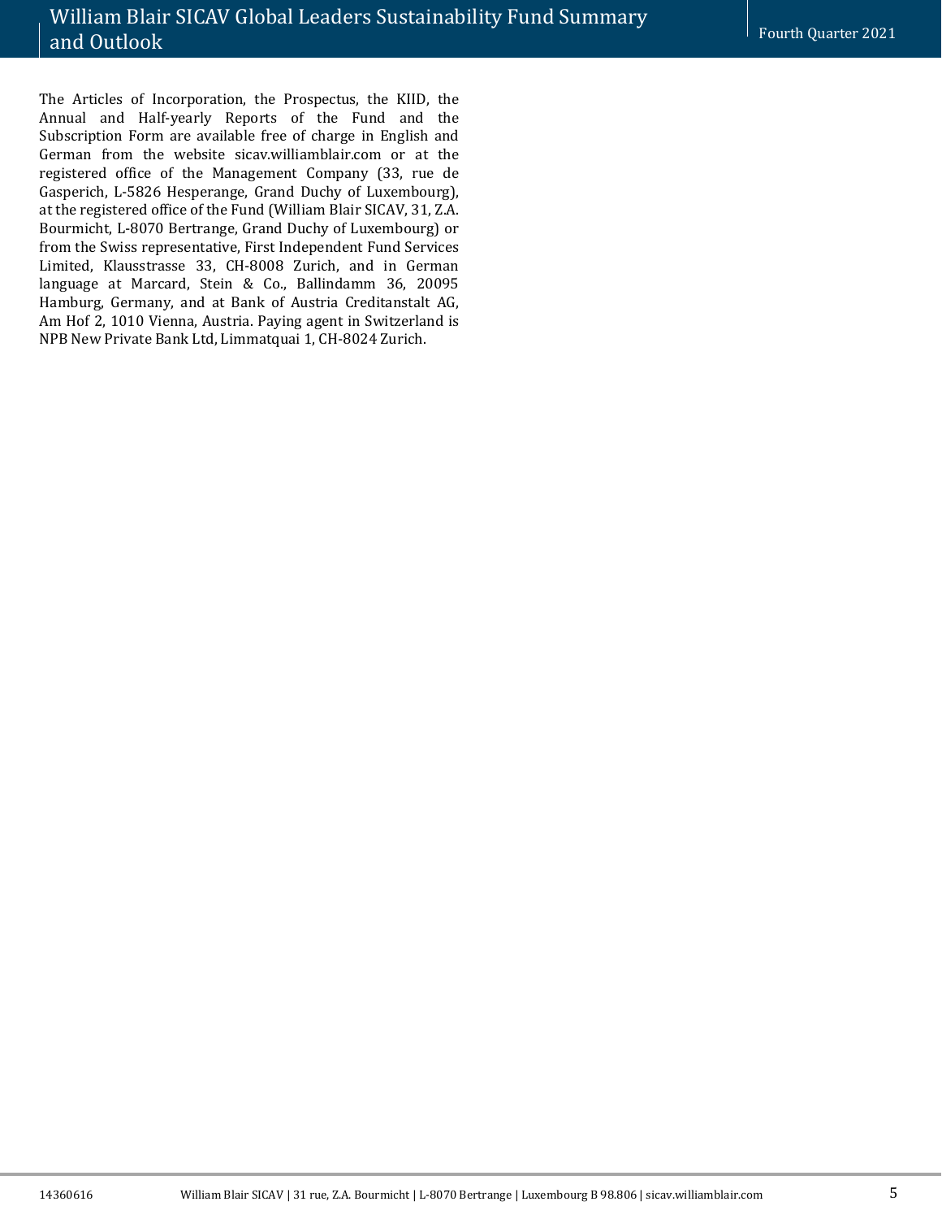The Articles of Incorporation, the Prospectus, the KIID, the Annual and Half-yearly Reports of the Fund and the Subscription Form are available free of charge in English and German from the website sicav.williamblair.com or at the registered office of the Management Company (33, rue de Gasperich, L-5826 Hesperange, Grand Duchy of Luxembourg), at the registered office of the Fund (William Blair SICAV, 31, Z.A. Bourmicht, L-8070 Bertrange, Grand Duchy of Luxembourg) or from the Swiss representative, First Independent Fund Services Limited, Klausstrasse 33, CH-8008 Zurich, and in German language at Marcard, Stein & Co., Ballindamm 36, 20095 Hamburg, Germany, and at Bank of Austria Creditanstalt AG, Am Hof 2, 1010 Vienna, Austria. Paying agent in Switzerland is NPB New Private Bank Ltd, Limmatquai 1, CH-8024 Zurich.